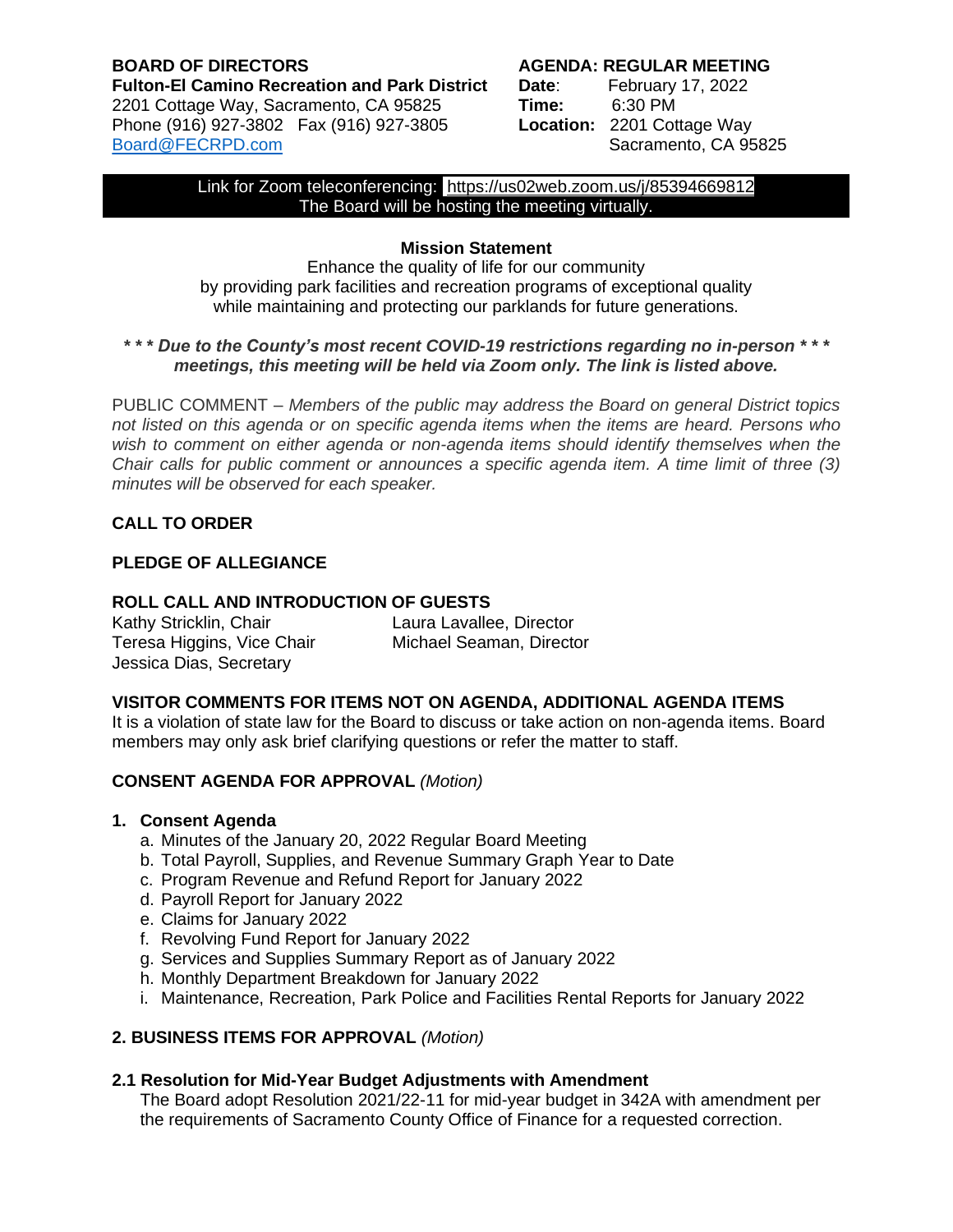**BOARD OF DIRECTORS**
**Fulton-El Camino Recreation and Park District**
2201 Cottage Way, Sacramento, CA 95825
Phone (916) 927-3802 Fax (916) 927-3805
Board@FECRPD.com

**AGENDA: REGULAR MEETING**
**Date**: February 17, 2022
**Time:** 6:30 PM
**Location:** 2201 Cottage Way
Sacramento, CA 95825

Link for Zoom teleconferencing: https://us02web.zoom.us/j/85394669812
The Board will be hosting the meeting virtually.

**Mission Statement**

Enhance the quality of life for our community
by providing park facilities and recreation programs of exceptional quality
while maintaining and protecting our parklands for future generations.

***\* \* \* Due to the County's most recent COVID-19 restrictions regarding no in-person \* \* \* meetings, this meeting will be held via Zoom only. The link is listed above.***

PUBLIC COMMENT – *Members of the public may address the Board on general District topics not listed on this agenda or on specific agenda items when the items are heard. Persons who wish to comment on either agenda or non-agenda items should identify themselves when the Chair calls for public comment or announces a specific agenda item. A time limit of three (3) minutes will be observed for each speaker.*

**CALL TO ORDER**

**PLEDGE OF ALLEGIANCE**

**ROLL CALL AND INTRODUCTION OF GUESTS**

Kathy Stricklin, Chair
Teresa Higgins, Vice Chair
Jessica Dias, Secretary
Laura Lavallee, Director
Michael Seaman, Director

**VISITOR COMMENTS FOR ITEMS NOT ON AGENDA, ADDITIONAL AGENDA ITEMS**

It is a violation of state law for the Board to discuss or take action on non-agenda items. Board members may only ask brief clarifying questions or refer the matter to staff.

**CONSENT AGENDA FOR APPROVAL** *(Motion)*

**1. Consent Agenda**

a. Minutes of the January 20, 2022 Regular Board Meeting
b. Total Payroll, Supplies, and Revenue Summary Graph Year to Date
c. Program Revenue and Refund Report for January 2022
d. Payroll Report for January 2022
e. Claims for January 2022
f. Revolving Fund Report for January 2022
g. Services and Supplies Summary Report as of January 2022
h. Monthly Department Breakdown for January 2022
i. Maintenance, Recreation, Park Police and Facilities Rental Reports for January 2022

**2. BUSINESS ITEMS FOR APPROVAL** *(Motion)*

**2.1 Resolution for Mid-Year Budget Adjustments with Amendment**

The Board adopt Resolution 2021/22-11 for mid-year budget in 342A with amendment per the requirements of Sacramento County Office of Finance for a requested correction.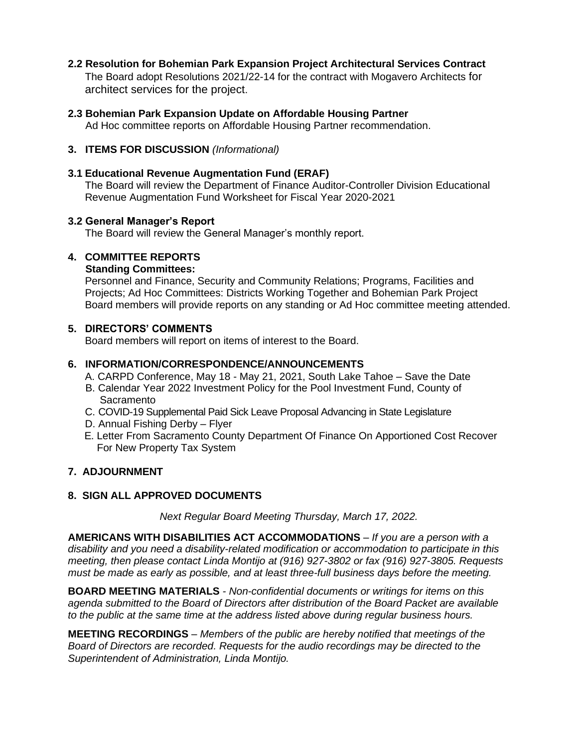**2.2 Resolution for Bohemian Park Expansion Project Architectural Services Contract**
The Board adopt Resolutions 2021/22-14 for the contract with Mogavero Architects for architect services for the project.

**2.3 Bohemian Park Expansion Update on Affordable Housing Partner**
Ad Hoc committee reports on Affordable Housing Partner recommendation.

## 3. ITEMS FOR DISCUSSION *(Informational)*

**3.1 Educational Revenue Augmentation Fund (ERAF)**
The Board will review the Department of Finance Auditor-Controller Division Educational Revenue Augmentation Fund Worksheet for Fiscal Year 2020-2021

**3.2 General Manager's Report**
The Board will review the General Manager's monthly report.

## 4. COMMITTEE REPORTS

**Standing Committees:**
Personnel and Finance, Security and Community Relations; Programs, Facilities and Projects; Ad Hoc Committees: Districts Working Together and Bohemian Park Project
Board members will provide reports on any standing or Ad Hoc committee meeting attended.

## 5. DIRECTORS' COMMENTS

Board members will report on items of interest to the Board.

## 6. INFORMATION/CORRESPONDENCE/ANNOUNCEMENTS

A. CARPD Conference, May 18 - May 21, 2021, South Lake Tahoe – Save the Date
B. Calendar Year 2022 Investment Policy for the Pool Investment Fund, County of Sacramento
C. COVID-19 Supplemental Paid Sick Leave Proposal Advancing in State Legislature
D. Annual Fishing Derby – Flyer
E. Letter From Sacramento County Department Of Finance On Apportioned Cost Recover For New Property Tax System

## 7. ADJOURNMENT

## 8. SIGN ALL APPROVED DOCUMENTS

*Next Regular Board Meeting Thursday, March 17, 2022.*

**AMERICANS WITH DISABILITIES ACT ACCOMMODATIONS** – *If you are a person with a disability and you need a disability-related modification or accommodation to participate in this meeting, then please contact Linda Montijo at (916) 927-3802 or fax (916) 927-3805. Requests must be made as early as possible, and at least three-full business days before the meeting.*

**BOARD MEETING MATERIALS** - *Non-confidential documents or writings for items on this agenda submitted to the Board of Directors after distribution of the Board Packet are available to the public at the same time at the address listed above during regular business hours.*

**MEETING RECORDINGS** – *Members of the public are hereby notified that meetings of the Board of Directors are recorded. Requests for the audio recordings may be directed to the Superintendent of Administration, Linda Montijo.*